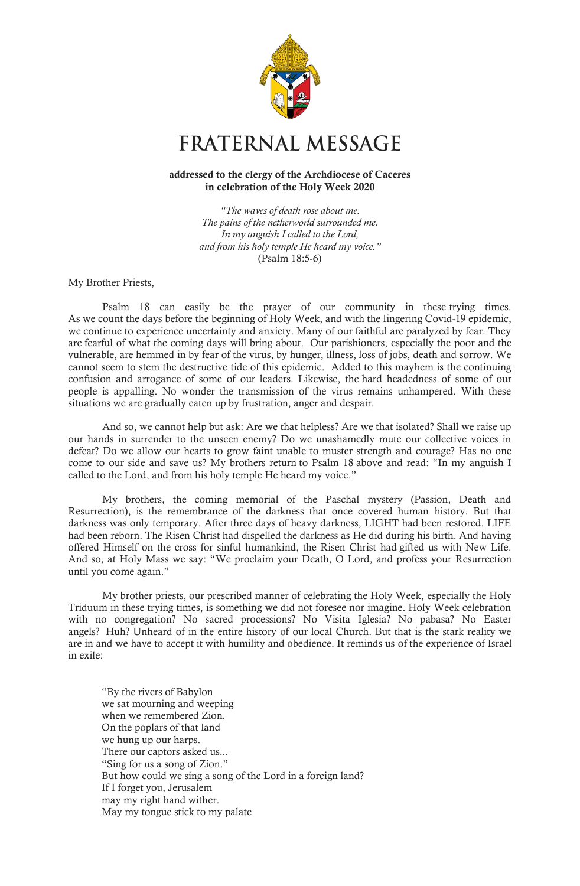# FRATERNAL MESSAGE

**addressed to the clergy of the Archdiocese of Caceres**
**in celebration of the Holy Week 2020**

*"The waves of death rose about me.*
*The pains of the netherworld surrounded me.*
*In my anguish I called to the Lord,*
*and from his holy temple He heard my voice."*
(Psalm 18:5-6)

My Brother Priests,

Psalm 18 can easily be the prayer of our community in these trying times. As we count the days before the beginning of Holy Week, and with the lingering Covid-19 epidemic, we continue to experience uncertainty and anxiety. Many of our faithful are paralyzed by fear. They are fearful of what the coming days will bring about. Our parishioners, especially the poor and the vulnerable, are hemmed in by fear of the virus, by hunger, illness, loss of jobs, death and sorrow. We cannot seem to stem the destructive tide of this epidemic. Added to this mayhem is the continuing confusion and arrogance of some of our leaders. Likewise, the hard headedness of some of our people is appalling. No wonder the transmission of the virus remains unhampered. With these situations we are gradually eaten up by frustration, anger and despair.

And so, we cannot help but ask: Are we that helpless? Are we that isolated? Shall we raise up our hands in surrender to the unseen enemy? Do we unashamedly mute our collective voices in defeat? Do we allow our hearts to grow faint unable to muster strength and courage? Has no one come to our side and save us? My brothers return to Psalm 18 above and read: "In my anguish I called to the Lord, and from his holy temple He heard my voice."

My brothers, the coming memorial of the Paschal mystery (Passion, Death and Resurrection), is the remembrance of the darkness that once covered human history. But that darkness was only temporary. After three days of heavy darkness, LIGHT had been restored. LIFE had been reborn. The Risen Christ had dispelled the darkness as He did during his birth. And having offered Himself on the cross for sinful humankind, the Risen Christ had gifted us with New Life. And so, at Holy Mass we say: "We proclaim your Death, O Lord, and profess your Resurrection until you come again."

My brother priests, our prescribed manner of celebrating the Holy Week, especially the Holy Triduum in these trying times, is something we did not foresee nor imagine. Holy Week celebration with no congregation? No sacred processions? No Visita Iglesia? No pabasa? No Easter angels? Huh? Unheard of in the entire history of our local Church. But that is the stark reality we are in and we have to accept it with humility and obedience. It reminds us of the experience of Israel in exile:

> "By the rivers of Babylon
> we sat mourning and weeping
> when we remembered Zion.
> On the poplars of that land
> we hung up our harps.
> There our captors asked us...
> "Sing for us a song of Zion."
> But how could we sing a song of the Lord in a foreign land?
> If I forget you, Jerusalem
> may my right hand wither.
> May my tongue stick to my palate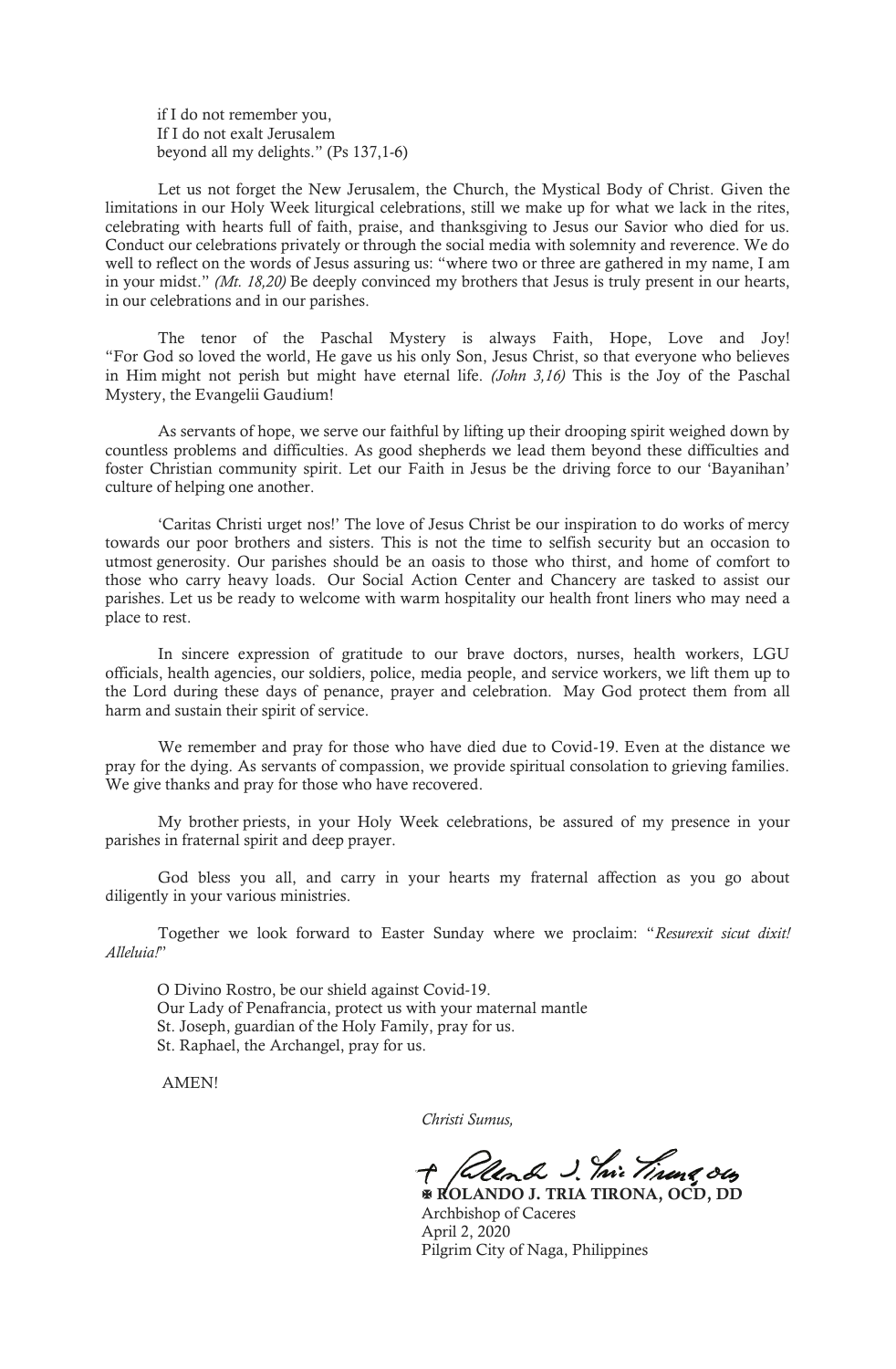if I do not remember you,
If I do not exalt Jerusalem
beyond all my delights." (Ps 137,1-6)

Let us not forget the New Jerusalem, the Church, the Mystical Body of Christ. Given the limitations in our Holy Week liturgical celebrations, still we make up for what we lack in the rites, celebrating with hearts full of faith, praise, and thanksgiving to Jesus our Savior who died for us. Conduct our celebrations privately or through the social media with solemnity and reverence. We do well to reflect on the words of Jesus assuring us: "where two or three are gathered in my name, I am in your midst." *(Mt. 18,20)* Be deeply convinced my brothers that Jesus is truly present in our hearts, in our celebrations and in our parishes.

The tenor of the Paschal Mystery is always Faith, Hope, Love and Joy! "For God so loved the world, He gave us his only Son, Jesus Christ, so that everyone who believes in Him might not perish but might have eternal life. *(John 3,16)* This is the Joy of the Paschal Mystery, the Evangelii Gaudium!

As servants of hope, we serve our faithful by lifting up their drooping spirit weighed down by countless problems and difficulties. As good shepherds we lead them beyond these difficulties and foster Christian community spirit. Let our Faith in Jesus be the driving force to our 'Bayanihan' culture of helping one another.

'Caritas Christi urget nos!' The love of Jesus Christ be our inspiration to do works of mercy towards our poor brothers and sisters. This is not the time to selfish security but an occasion to utmost generosity. Our parishes should be an oasis to those who thirst, and home of comfort to those who carry heavy loads. Our Social Action Center and Chancery are tasked to assist our parishes. Let us be ready to welcome with warm hospitality our health front liners who may need a place to rest.

In sincere expression of gratitude to our brave doctors, nurses, health workers, LGU officials, health agencies, our soldiers, police, media people, and service workers, we lift them up to the Lord during these days of penance, prayer and celebration. May God protect them from all harm and sustain their spirit of service.

We remember and pray for those who have died due to Covid-19. Even at the distance we pray for the dying. As servants of compassion, we provide spiritual consolation to grieving families. We give thanks and pray for those who have recovered.

My brother priests, in your Holy Week celebrations, be assured of my presence in your parishes in fraternal spirit and deep prayer.

God bless you all, and carry in your hearts my fraternal affection as you go about diligently in your various ministries.

Together we look forward to Easter Sunday where we proclaim: "*Resurexit sicut dixit! Alleluia!*"

O Divino Rostro, be our shield against Covid-19.
Our Lady of Penafrancia, protect us with your maternal mantle
St. Joseph, guardian of the Holy Family, pray for us.
St. Raphael, the Archangel, pray for us.

AMEN!

*Christi Sumus,*

✠ **ROLANDO J. TRIA TIRONA, OCD, DD**
Archbishop of Caceres
April 2, 2020
Pilgrim City of Naga, Philippines